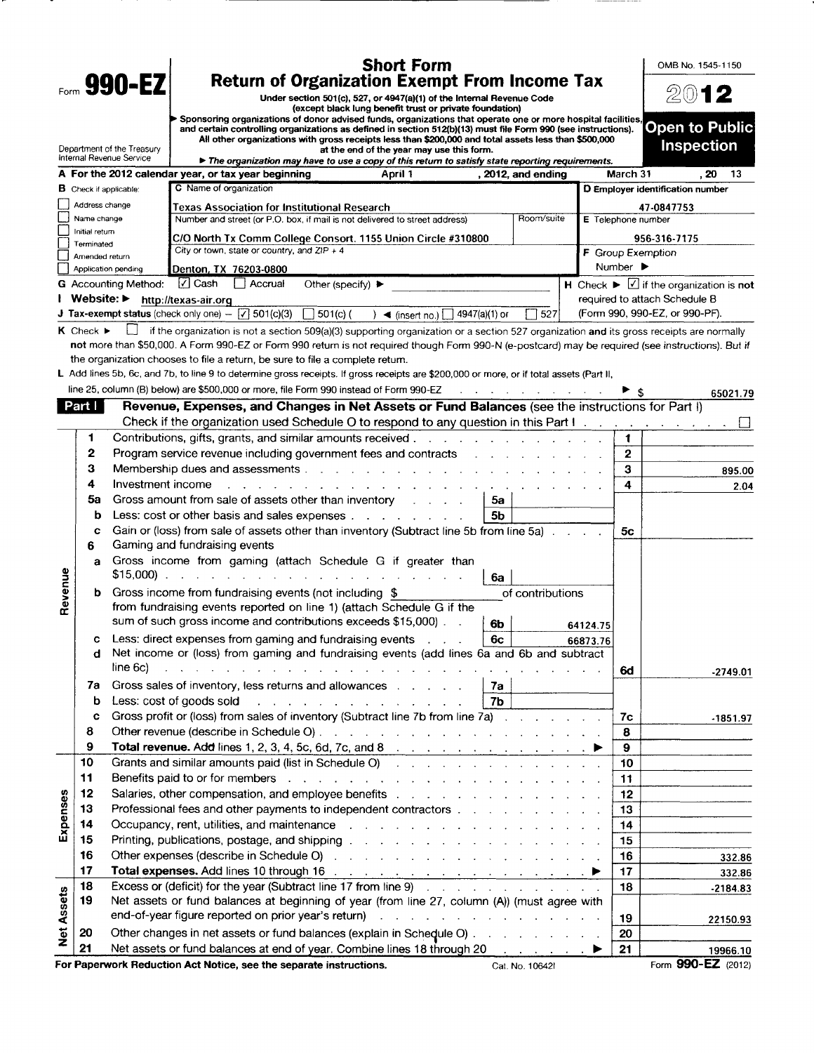Form **990-EZ**

Department of the Treasury
Internal Revenue Service

# Short Form
# Return of Organization Exempt From Income Tax

Under section 501(c), 527, or 4947(a)(1) of the Internal Revenue Code
(except black lung benefit trust or private foundation)

► Sponsoring organizations of donor advised funds, organizations that operate one or more hospital facilities, and certain controlling organizations as defined in section 512(b)(13) must file Form 990 (see instructions). All other organizations with gross receipts less than $200,000 and total assets less than $500,000 at the end of the year may use this form.

► *The organization may have to use a copy of this return to satisfy state reporting requirements.*

OMB No. 1545-1150

**2012**

**Open to Public Inspection**

**A** For the 2012 calendar year, or tax year beginning April 1, 2012, and ending March 31, 20 13

**B** Check if applicable:
- ☐ Address change
- ☐ Name change
- ☐ Initial return
- ☐ Terminated
- ☐ Amended return
- ☐ Application pending

**C** Name of organization: Texas Association for Institutional Research

Number and street (or P.O. box, if mail is not delivered to street address): C/O North Tx Comm College Consort. 1155 Union Circle #310800 Room/suite:

City or town, state or country, and ZIP + 4: Denton, TX 76203-0800

**D** Employer identification number: 47-0847753

**E** Telephone number: 956-316-7175

**F** Group Exemption Number ►

**G** Accounting Method: ☑ Cash ☐ Accrual Other (specify) ►

**H** Check ► ☑ if the organization is **not** required to attach Schedule B (Form 990, 990-EZ, or 990-PF).

**I Website:** ► http://texas-air.org

**J Tax-exempt status** (check only one) – ☑ 501(c)(3) ☐ 501(c) ( ) ◄ (insert no.) ☐ 4947(a)(1) or ☐ 527

**K** Check ► ☐ if the organization is not a section 509(a)(3) supporting organization or a section 527 organization **and** its gross receipts are normally **not** more than $50,000. A Form 990-EZ or Form 990 return is not required though Form 990-N (e-postcard) may be required (see instructions). But if the organization chooses to file a return, be sure to file a complete return.

**L** Add lines 5b, 6c, and 7b, to line 9 to determine gross receipts. If gross receipts are $200,000 or more, or if total assets (Part II, line 25, column (B) below) are $500,000 or more, file Form 990 instead of Form 990-EZ ► $ 65021.79

## Part I — Revenue, Expenses, and Changes in Net Assets or Fund Balances (see the instructions for Part I)

Check if the organization used Schedule O to respond to any question in this Part I ☐

| Section | Line | Description | Sub-line | Sub-amount | Line | Amount |
|---|---|---|---|---|---|---|
| Revenue | 1 | Contributions, gifts, grants, and similar amounts received | | | 1 | |
| | 2 | Program service revenue including government fees and contracts | | | 2 | |
| | 3 | Membership dues and assessments | | | 3 | 895.00 |
| | 4 | Investment income | | | 4 | 2.04 |
| | 5a | Gross amount from sale of assets other than inventory | 5a | | | |
| | b | Less: cost or other basis and sales expenses | 5b | | | |
| | c | Gain or (loss) from sale of assets other than inventory (Subtract line 5b from line 5a) | | | 5c | |
| | 6 | Gaming and fundraising events | | | | |
| | a | Gross income from gaming (attach Schedule G if greater than $15,000) | 6a | | | |
| | b | Gross income from fundraising events (not including $ of contributions from fundraising events reported on line 1) (attach Schedule G if the sum of such gross income and contributions exceeds $15,000) | 6b | 64124.75 | | |
| | c | Less: direct expenses from gaming and fundraising events | 6c | 66873.76 | | |
| | d | Net income or (loss) from gaming and fundraising events (add lines 6a and 6b and subtract line 6c) | | | 6d | -2749.01 |
| | 7a | Gross sales of inventory, less returns and allowances | 7a | | | |
| | b | Less: cost of goods sold | 7b | | | |
| | c | Gross profit or (loss) from sales of inventory (Subtract line 7b from line 7a) | | | 7c | -1851.97 |
| | 8 | Other revenue (describe in Schedule O) | | | 8 | |
| | 9 | **Total revenue.** Add lines 1, 2, 3, 4, 5c, 6d, 7c, and 8 ► | | | 9 | |
| Expenses | 10 | Grants and similar amounts paid (list in Schedule O) | | | 10 | |
| | 11 | Benefits paid to or for members | | | 11 | |
| | 12 | Salaries, other compensation, and employee benefits | | | 12 | |
| | 13 | Professional fees and other payments to independent contractors | | | 13 | |
| | 14 | Occupancy, rent, utilities, and maintenance | | | 14 | |
| | 15 | Printing, publications, postage, and shipping | | | 15 | |
| | 16 | Other expenses (describe in Schedule O) | | | 16 | 332.86 |
| | 17 | **Total expenses.** Add lines 10 through 16 ► | | | 17 | 332.86 |
| Net Assets | 18 | Excess or (deficit) for the year (Subtract line 17 from line 9) | | | 18 | -2184.83 |
| | 19 | Net assets or fund balances at beginning of year (from line 27, column (A)) (must agree with end-of-year figure reported on prior year's return) | | | 19 | 22150.93 |
| | 20 | Other changes in net assets or fund balances (explain in Schedule O) | | | 20 | |
| | 21 | Net assets or fund balances at end of year. Combine lines 18 through 20 ► | | | 21 | 19966.10 |

**For Paperwork Reduction Act Notice, see the separate instructions.** Cat. No. 10642I Form **990-EZ** (2012)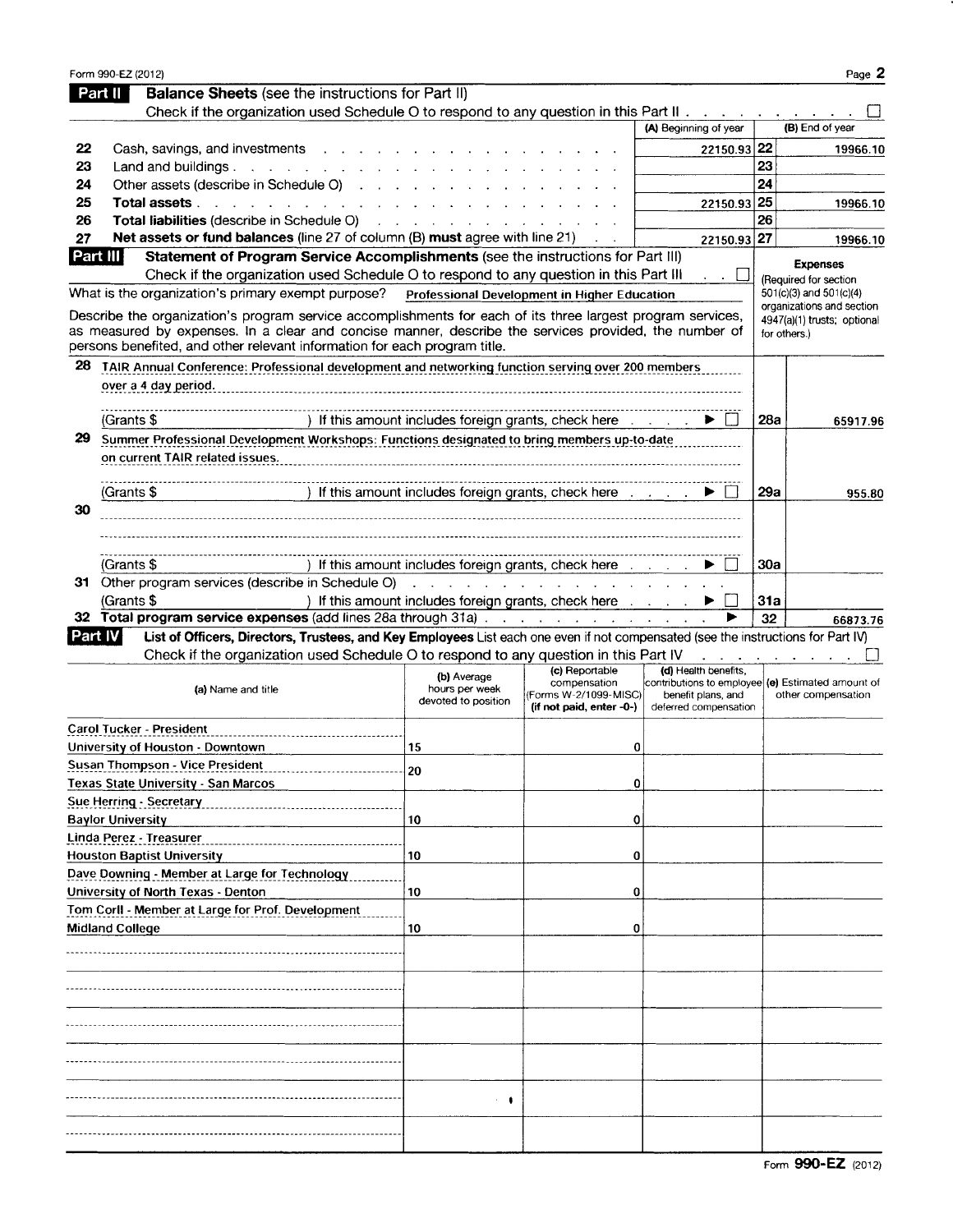Form 990-EZ (2012)

## Part II Balance Sheets (see the instructions for Part II)

Check if the organization used Schedule O to respond to any question in this Part II . . . ☐

| | | (A) Beginning of year | | (B) End of year |
|---|---|---|---|---|
| 22 | Cash, savings, and investments | 22150.93 | 22 | 19966.10 |
| 23 | Land and buildings | | 23 | |
| 24 | Other assets (describe in Schedule O) | | 24 | |
| 25 | **Total assets** | 22150.93 | 25 | 19966.10 |
| 26 | **Total liabilities** (describe in Schedule O) | | 26 | |
| 27 | **Net assets or fund balances** (line 27 of column (B) **must** agree with line 21) | 22150.93 | 27 | 19966.10 |

## Part III Statement of Program Service Accomplishments (see the instructions for Part III)

Check if the organization used Schedule O to respond to any question in this Part III . . ☐

**Expenses** (Required for section 501(c)(3) and 501(c)(4) organizations and section 4947(a)(1) trusts; optional for others.)

What is the organization's primary exempt purpose? Professional Development in Higher Education

Describe the organization's program service accomplishments for each of its three largest program services, as measured by expenses. In a clear and concise manner, describe the services provided, the number of persons benefited, and other relevant information for each program title.

| | | | |
|---|---|---|---|
| 28 | TAIR Annual Conference: Professional development and networking function serving over 200 members over a 4 day period. (Grants $ ) If this amount includes foreign grants, check here ▶ ☐ | 28a | 65917.96 |
| 29 | Summer Professional Development Workshops: Functions designated to bring members up-to-date on current TAIR related issues. (Grants $ ) If this amount includes foreign grants, check here ▶ ☐ | 29a | 955.80 |
| 30 | (Grants $ ) If this amount includes foreign grants, check here ▶ ☐ | 30a | |
| 31 | Other program services (describe in Schedule O) (Grants $ ) If this amount includes foreign grants, check here ▶ ☐ | 31a | |
| 32 | **Total program service expenses** (add lines 28a through 31a) ▶ | 32 | 66873.76 |

## Part IV List of Officers, Directors, Trustees, and Key Employees

List each one even if not compensated (see the instructions for Part IV)

Check if the organization used Schedule O to respond to any question in this Part IV ☐

| (a) Name and title | (b) Average hours per week devoted to position | (c) Reportable compensation (Forms W-2/1099-MISC) (if not paid, enter -0-) | (d) Health benefits, contributions to employee benefit plans, and deferred compensation | (e) Estimated amount of other compensation |
|---|---|---|---|---|
| Carol Tucker - President<br>University of Houston - Downtown | 15 | 0 | | |
| Susan Thompson - Vice President<br>Texas State University - San Marcos | 20 | 0 | | |
| Sue Herring - Secretary<br>Baylor University | 10 | 0 | | |
| Linda Perez - Treasurer<br>Houston Baptist University | 10 | 0 | | |
| Dave Downing - Member at Large for Technology<br>University of North Texas - Denton | 10 | 0 | | |
| Tom Corll - Member at Large for Prof. Development<br>Midland College | 10 | 0 | | |

Form **990-EZ** (2012)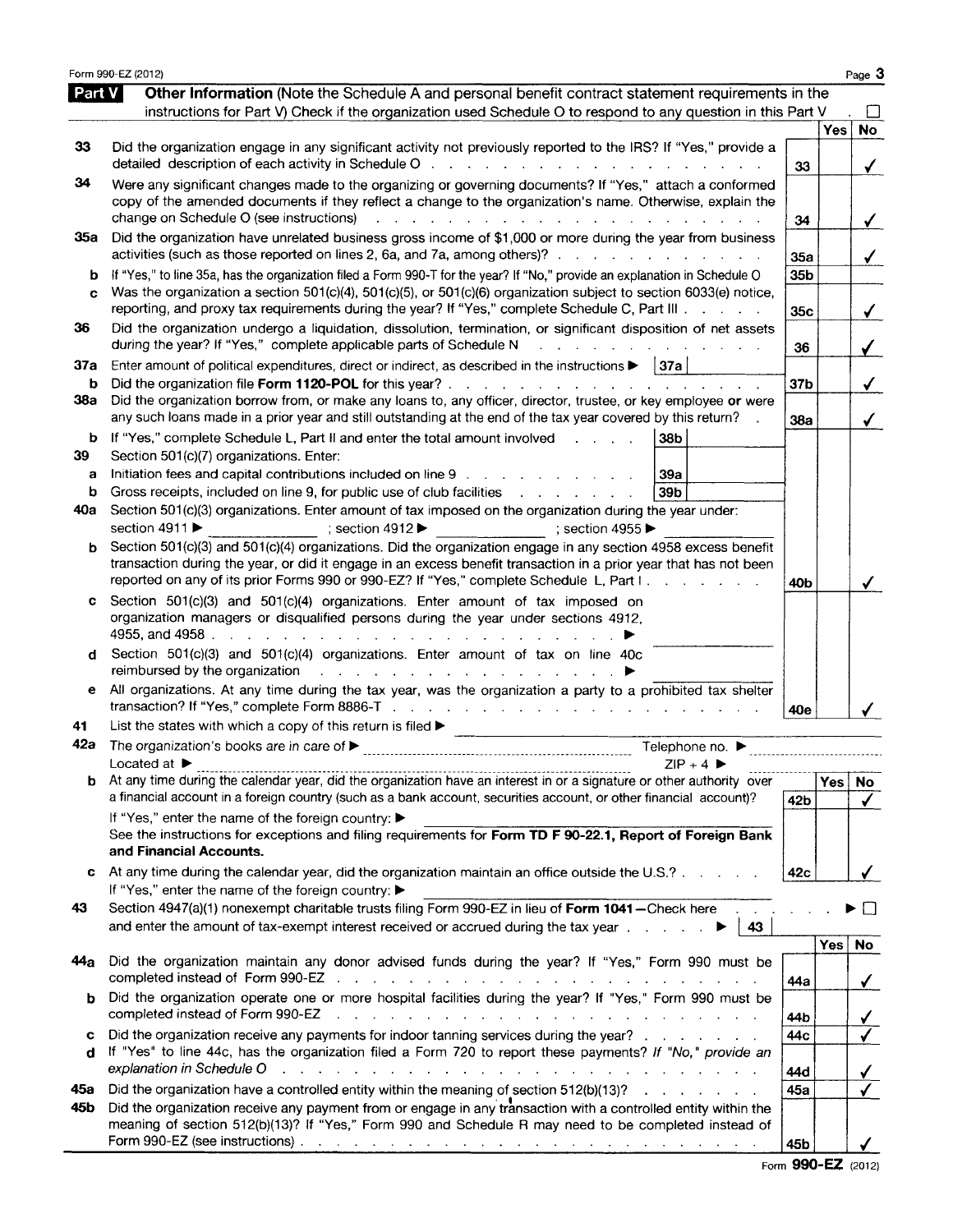Form 990-EZ (2012)

## Part V Other Information

(Note the Schedule A and personal benefit contract statement requirements in the instructions for Part V) Check if the organization used Schedule O to respond to any question in this Part V . ☐

| | | | Yes | No |
|---|---|---|---|---|
| 33 | Did the organization engage in any significant activity not previously reported to the IRS? If "Yes," provide a detailed description of each activity in Schedule O | 33 | | ✓ |
| 34 | Were any significant changes made to the organizing or governing documents? If "Yes," attach a conformed copy of the amended documents if they reflect a change to the organization's name. Otherwise, explain the change on Schedule O (see instructions) | 34 | | ✓ |
| 35a | Did the organization have unrelated business gross income of $1,000 or more during the year from business activities (such as those reported on lines 2, 6a, and 7a, among others)? | 35a | | ✓ |
| b | If "Yes," to line 35a, has the organization filed a Form 990-T for the year? If "No," provide an explanation in Schedule O | 35b | | |
| c | Was the organization a section 501(c)(4), 501(c)(5), or 501(c)(6) organization subject to section 6033(e) notice, reporting, and proxy tax requirements during the year? If "Yes," complete Schedule C, Part III | 35c | | ✓ |
| 36 | Did the organization undergo a liquidation, dissolution, termination, or significant disposition of net assets during the year? If "Yes," complete applicable parts of Schedule N | 36 | | ✓ |
| 37a | Enter amount of political expenditures, direct or indirect, as described in the instructions ▶ 37a | | | |
| b | Did the organization file **Form 1120-POL** for this year? | 37b | | ✓ |
| 38a | Did the organization borrow from, or make any loans to, any officer, director, trustee, or key employee or were any such loans made in a prior year and still outstanding at the end of the tax year covered by this return? | 38a | | ✓ |
| b | If "Yes," complete Schedule L, Part II and enter the total amount involved ... 38b | | | |
| 39 | Section 501(c)(7) organizations. Enter: | | | |
| a | Initiation fees and capital contributions included on line 9 ... 39a | | | |
| b | Gross receipts, included on line 9, for public use of club facilities ... 39b | | | |
| 40a | Section 501(c)(3) organizations. Enter amount of tax imposed on the organization during the year under: section 4911 ▶ ; section 4912 ▶ ; section 4955 ▶ | | | |
| b | Section 501(c)(3) and 501(c)(4) organizations. Did the organization engage in any section 4958 excess benefit transaction during the year, or did it engage in an excess benefit transaction in a prior year that has not been reported on any of its prior Forms 990 or 990-EZ? If "Yes," complete Schedule L, Part I | 40b | | ✓ |
| c | Section 501(c)(3) and 501(c)(4) organizations. Enter amount of tax imposed on organization managers or disqualified persons during the year under sections 4912, 4955, and 4958 ▶ | | | |
| d | Section 501(c)(3) and 501(c)(4) organizations. Enter amount of tax on line 40c reimbursed by the organization ▶ | | | |
| e | All organizations. At any time during the tax year, was the organization a party to a prohibited tax shelter transaction? If "Yes," complete Form 8886-T | 40e | | ✓ |

41 List the states with which a copy of this return is filed ▶

42a The organization's books are in care of ▶ Telephone no. ▶
Located at ▶ ZIP + 4 ▶

| | | | Yes | No |
|---|---|---|---|---|
| b | At any time during the calendar year, did the organization have an interest in or a signature or other authority over a financial account in a foreign country (such as a bank account, securities account, or other financial account)? If "Yes," enter the name of the foreign country: ▶ See the instructions for exceptions and filing requirements for **Form TD F 90-22.1, Report of Foreign Bank and Financial Accounts.** | 42b | | ✓ |
| c | At any time during the calendar year, did the organization maintain an office outside the U.S.? If "Yes," enter the name of the foreign country: ▶ | 42c | | ✓ |

43 Section 4947(a)(1) nonexempt charitable trusts filing Form 990-EZ in lieu of **Form 1041**—Check here ▶ ☐
and enter the amount of tax-exempt interest received or accrued during the tax year ▶ 43

| | | | Yes | No |
|---|---|---|---|---|
| 44a | Did the organization maintain any donor advised funds during the year? If "Yes," Form 990 must be completed instead of Form 990-EZ | 44a | | ✓ |
| b | Did the organization operate one or more hospital facilities during the year? If "Yes," Form 990 must be completed instead of Form 990-EZ | 44b | | ✓ |
| c | Did the organization receive any payments for indoor tanning services during the year? | 44c | | ✓ |
| d | If "Yes" to line 44c, has the organization filed a Form 720 to report these payments? *If "No," provide an explanation in Schedule O* | 44d | | ✓ |
| 45a | Did the organization have a controlled entity within the meaning of section 512(b)(13)? | 45a | | ✓ |
| 45b | Did the organization receive any payment from or engage in any transaction with a controlled entity within the meaning of section 512(b)(13)? If "Yes," Form 990 and Schedule R may need to be completed instead of Form 990-EZ (see instructions) | 45b | | ✓ |

Form **990-EZ** (2012)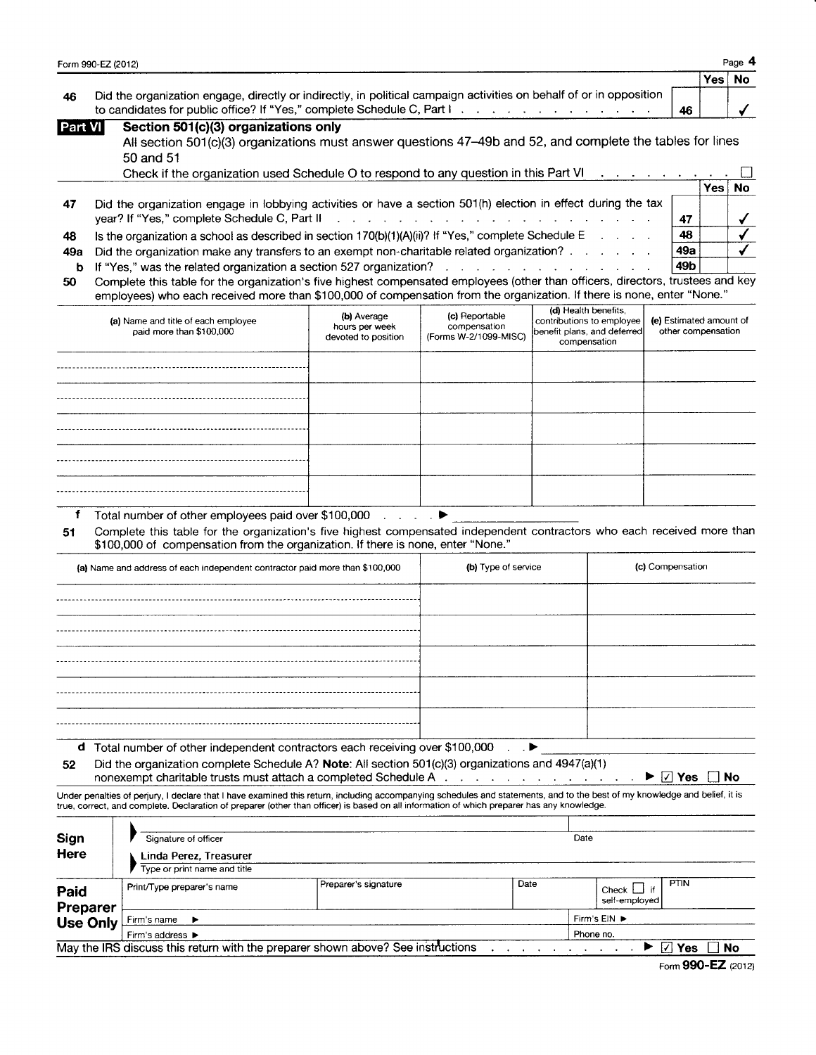| | | | Yes | No |
|---|---|---|---|---|
| 46 | Did the organization engage, directly or indirectly, in political campaign activities on behalf of or in opposition to candidates for public office? If "Yes," complete Schedule C, Part I | 46 | | ✓ |

## Part VI Section 501(c)(3) organizations only

All section 501(c)(3) organizations must answer questions 47–49b and 52, and complete the tables for lines 50 and 51

Check if the organization used Schedule O to respond to any question in this Part VI ☐

| | | | Yes | No |
|---|---|---|---|---|
| 47 | Did the organization engage in lobbying activities or have a section 501(h) election in effect during the tax year? If "Yes," complete Schedule C, Part II | 47 | | ✓ |
| 48 | Is the organization a school as described in section 170(b)(1)(A)(ii)? If "Yes," complete Schedule E | 48 | | ✓ |
| 49a | Did the organization make any transfers to an exempt non-charitable related organization? | 49a | | ✓ |
| b | If "Yes," was the related organization a section 527 organization? | 49b | | |

**50** Complete this table for the organization's five highest compensated employees (other than officers, directors, trustees and key employees) who each received more than $100,000 of compensation from the organization. If there is none, enter "None."

| (a) Name and title of each employee paid more than $100,000 | (b) Average hours per week devoted to position | (c) Reportable compensation (Forms W-2/1099-MISC) | (d) Health benefits, contributions to employee benefit plans, and deferred compensation | (e) Estimated amount of other compensation |
|---|---|---|---|---|
| | | | | |
| | | | | |
| | | | | |
| | | | | |
| | | | | |

**f** Total number of other employees paid over $100,000 ▶

**51** Complete this table for the organization's five highest compensated independent contractors who each received more than $100,000 of compensation from the organization. If there is none, enter "None."

| (a) Name and address of each independent contractor paid more than $100,000 | (b) Type of service | (c) Compensation |
|---|---|---|
| | | |
| | | |
| | | |
| | | |
| | | |

**d** Total number of other independent contractors each receiving over $100,000 ▶

**52** Did the organization complete Schedule A? **Note:** All section 501(c)(3) organizations and 4947(a)(1) nonexempt charitable trusts must attach a completed Schedule A ▶ ☑ Yes ☐ No

Under penalties of perjury, I declare that I have examined this return, including accompanying schedules and statements, and to the best of my knowledge and belief, it is true, correct, and complete. Declaration of preparer (other than officer) is based on all information of which preparer has any knowledge.

**Sign Here**

Signature of officer | Date

Linda Perez, Treasurer
Type or print name and title

**Paid Preparer Use Only**

| Print/Type preparer's name | Preparer's signature | Date | Check ☐ if self-employed | PTIN |
|---|---|---|---|---|
| Firm's name ▶ | | | Firm's EIN ▶ | |
| Firm's address ▶ | | | Phone no. | |

May the IRS discuss this return with the preparer shown above? See instructions ▶ ☑ Yes ☐ No

Form **990-EZ** (2012)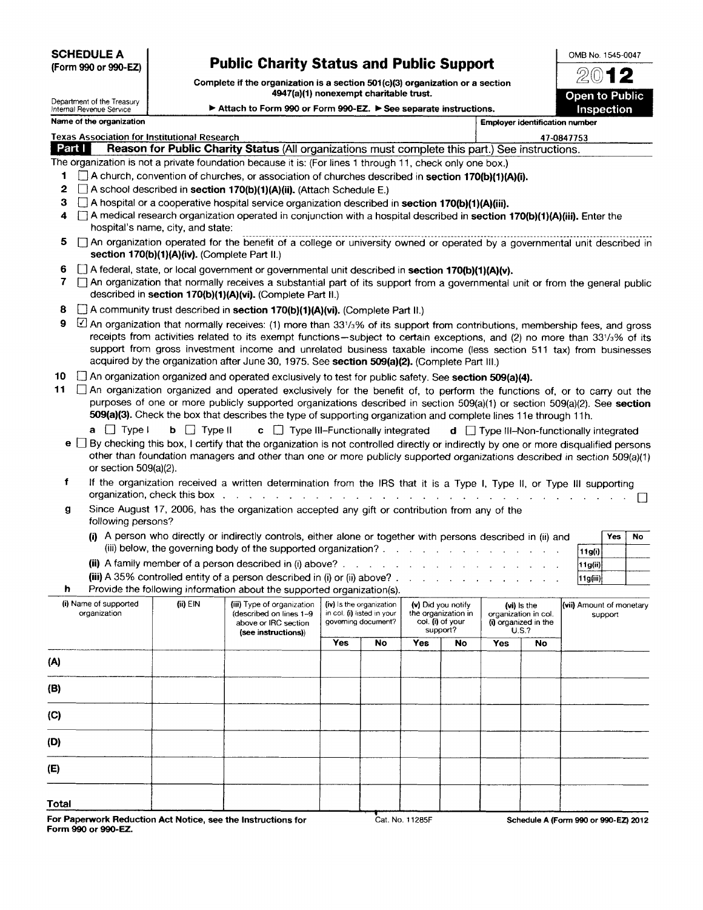**SCHEDULE A** **(Form 990 or 990-EZ)**

Department of the Treasury
Internal Revenue Service

# Public Charity Status and Public Support

**Complete if the organization is a section 501(c)(3) organization or a section 4947(a)(1) nonexempt charitable trust.**

▶ **Attach to Form 990 or Form 990-EZ.** ▶ **See separate instructions.**

OMB No. 1545-0047

**2012**

**Open to Public Inspection**

| Name of the organization | Employer identification number |
|---|---|
| Texas Association for Institutional Research | 47-0847753 |

## Part I Reason for Public Charity Status (All organizations must complete this part.) See instructions.

The organization is not a private foundation because it is: (For lines 1 through 11, check only one box.)

1. ☐ A church, convention of churches, or association of churches described in **section 170(b)(1)(A)(i).**
2. ☐ A school described in **section 170(b)(1)(A)(ii).** (Attach Schedule E.)
3. ☐ A hospital or a cooperative hospital service organization described in **section 170(b)(1)(A)(iii).**
4. ☐ A medical research organization operated in conjunction with a hospital described in **section 170(b)(1)(A)(iii).** Enter the hospital's name, city, and state:
5. ☐ An organization operated for the benefit of a college or university owned or operated by a governmental unit described in **section 170(b)(1)(A)(iv).** (Complete Part II.)
6. ☐ A federal, state, or local government or governmental unit described in **section 170(b)(1)(A)(v).**
7. ☐ An organization that normally receives a substantial part of its support from a governmental unit or from the general public described in **section 170(b)(1)(A)(vi).** (Complete Part II.)
8. ☐ A community trust described in **section 170(b)(1)(A)(vi).** (Complete Part II.)
9. ☑ An organization that normally receives: (1) more than 33⅓% of its support from contributions, membership fees, and gross receipts from activities related to its exempt functions—subject to certain exceptions, and (2) no more than 33⅓% of its support from gross investment income and unrelated business taxable income (less section 511 tax) from businesses acquired by the organization after June 30, 1975. See **section 509(a)(2).** (Complete Part III.)
10. ☐ An organization organized and operated exclusively to test for public safety. See **section 509(a)(4).**
11. ☐ An organization organized and operated exclusively for the benefit of, to perform the functions of, or to carry out the purposes of one or more publicly supported organizations described in section 509(a)(1) or section 509(a)(2). See **section 509(a)(3).** Check the box that describes the type of supporting organization and complete lines 11e through 11h.

   **a** ☐ Type I **b** ☐ Type II **c** ☐ Type III–Functionally integrated **d** ☐ Type III–Non-functionally integrated

   **e** ☐ By checking this box, I certify that the organization is not controlled directly or indirectly by one or more disqualified persons other than foundation managers and other than one or more publicly supported organizations described in section 509(a)(1) or section 509(a)(2).

   **f** If the organization received a written determination from the IRS that it is a Type I, Type II, or Type III supporting organization, check this box ☐

   **g** Since August 17, 2006, has the organization accepted any gift or contribution from any of the following persons?

| | | Yes | No |
|---|---|---|---|
| **(i)** A person who directly or indirectly controls, either alone or together with persons described in (ii) and (iii) below, the governing body of the supported organization? | 11g(i) | | |
| **(ii)** A family member of a person described in (i) above? | 11g(ii) | | |
| **(iii)** A 35% controlled entity of a person described in (i) or (ii) above? | 11g(iii) | | |

   **h** Provide the following information about the supported organization(s).

| (i) Name of supported organization | (ii) EIN | (iii) Type of organization (described on lines 1–9 above or IRC section (see instructions)) | (iv) Is the organization in col. (i) listed in your governing document? | | (v) Did you notify the organization in col. (i) of your support? | | (vi) Is the organization in col. (i) organized in the U.S.? | | (vii) Amount of monetary support |
|---|---|---|---|---|---|---|---|---|---|
| | | | Yes | No | Yes | No | Yes | No | |
| (A) | | | | | | | | | |
| (B) | | | | | | | | | |
| (C) | | | | | | | | | |
| (D) | | | | | | | | | |
| (E) | | | | | | | | | |
| Total | | | | | | | | | |

**For Paperwork Reduction Act Notice, see the Instructions for Form 990 or 990-EZ.** Cat. No. 11285F **Schedule A (Form 990 or 990-EZ) 2012**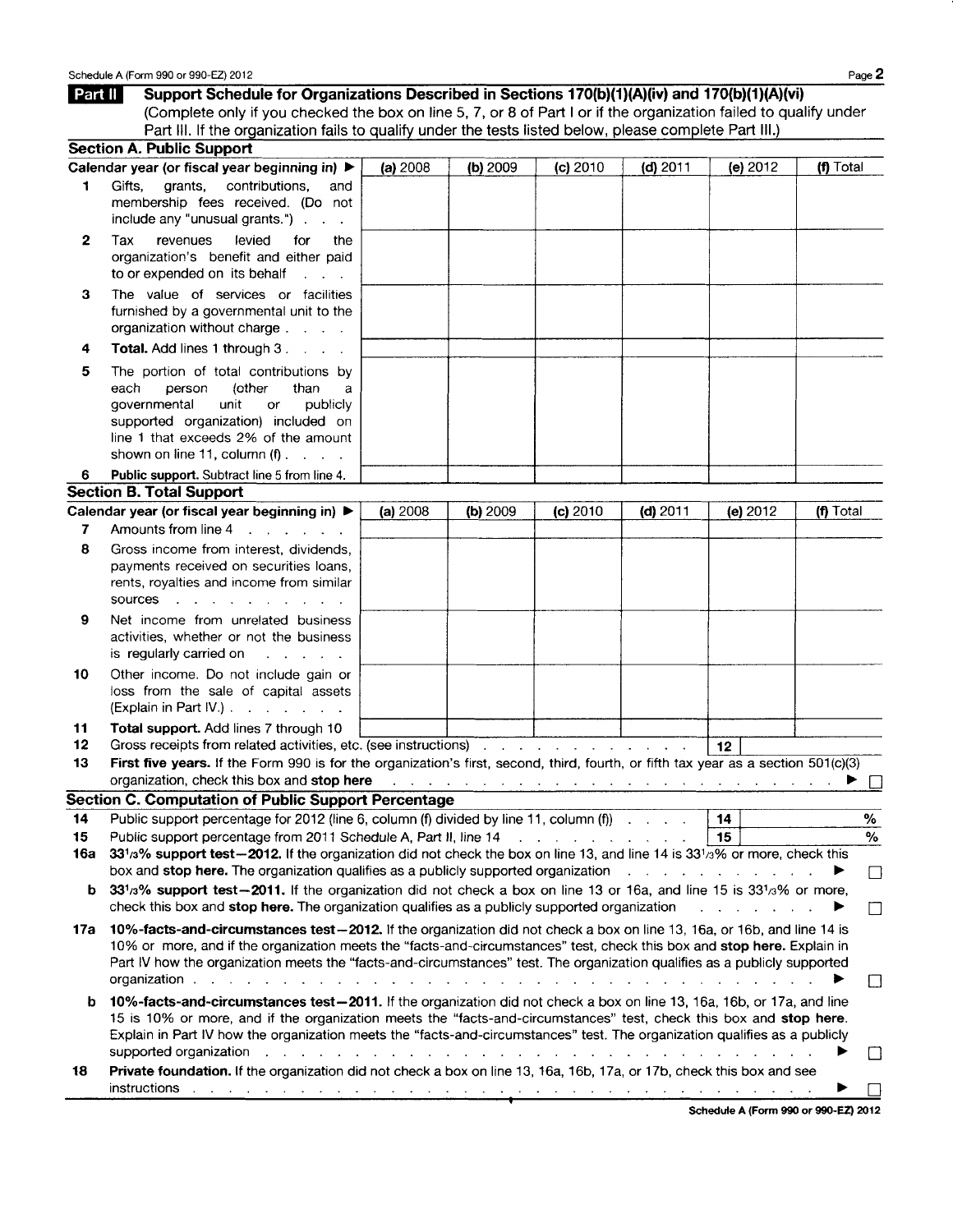## Part II Support Schedule for Organizations Described in Sections 170(b)(1)(A)(iv) and 170(b)(1)(A)(vi)

(Complete only if you checked the box on line 5, 7, or 8 of Part I or if the organization failed to qualify under Part III. If the organization fails to qualify under the tests listed below, please complete Part III.)

### Section A. Public Support

| Calendar year (or fiscal year beginning in) ▶ | (a) 2008 | (b) 2009 | (c) 2010 | (d) 2011 | (e) 2012 | (f) Total |
|---|---|---|---|---|---|---|
| 1 Gifts, grants, contributions, and membership fees received. (Do not include any "unusual grants.") | | | | | | |
| 2 Tax revenues levied for the organization's benefit and either paid to or expended on its behalf | | | | | | |
| 3 The value of services or facilities furnished by a governmental unit to the organization without charge | | | | | | |
| 4 **Total.** Add lines 1 through 3 | | | | | | |
| 5 The portion of total contributions by each person (other than a governmental unit or publicly supported organization) included on line 1 that exceeds 2% of the amount shown on line 11, column (f) | | | | | | |
| 6 **Public support.** Subtract line 5 from line 4. | | | | | | |

### Section B. Total Support

| Calendar year (or fiscal year beginning in) ▶ | (a) 2008 | (b) 2009 | (c) 2010 | (d) 2011 | (e) 2012 | (f) Total |
|---|---|---|---|---|---|---|
| 7 Amounts from line 4 | | | | | | |
| 8 Gross income from interest, dividends, payments received on securities loans, rents, royalties and income from similar sources | | | | | | |
| 9 Net income from unrelated business activities, whether or not the business is regularly carried on | | | | | | |
| 10 Other income. Do not include gain or loss from the sale of capital assets (Explain in Part IV.) | | | | | | |
| 11 **Total support.** Add lines 7 through 10 | | | | | | |

12 Gross receipts from related activities, etc. (see instructions) **12**

13 **First five years.** If the Form 990 is for the organization's first, second, third, fourth, or fifth tax year as a section 501(c)(3) organization, check this box and **stop here** ▶ ☐

### Section C. Computation of Public Support Percentage

14 Public support percentage for 2012 (line 6, column (f) divided by line 11, column (f)) **14** %

15 Public support percentage from 2011 Schedule A, Part II, line 14 **15** %

16a **33 1/3% support test—2012.** If the organization did not check the box on line 13, and line 14 is 33 1/3% or more, check this box and **stop here.** The organization qualifies as a publicly supported organization ▶ ☐

b **33 1/3% support test—2011.** If the organization did not check a box on line 13 or 16a, and line 15 is 33 1/3% or more, check this box and **stop here.** The organization qualifies as a publicly supported organization ▶ ☐

17a **10%-facts-and-circumstances test—2012.** If the organization did not check a box on line 13, 16a, or 16b, and line 14 is 10% or more, and if the organization meets the "facts-and-circumstances" test, check this box and **stop here.** Explain in Part IV how the organization meets the "facts-and-circumstances" test. The organization qualifies as a publicly supported organization ▶ ☐

b **10%-facts-and-circumstances test—2011.** If the organization did not check a box on line 13, 16a, 16b, or 17a, and line 15 is 10% or more, and if the organization meets the "facts-and-circumstances" test, check this box and **stop here.** Explain in Part IV how the organization meets the "facts-and-circumstances" test. The organization qualifies as a publicly supported organization ▶ ☐

18 **Private foundation.** If the organization did not check a box on line 13, 16a, 16b, 17a, or 17b, check this box and see instructions ▶ ☐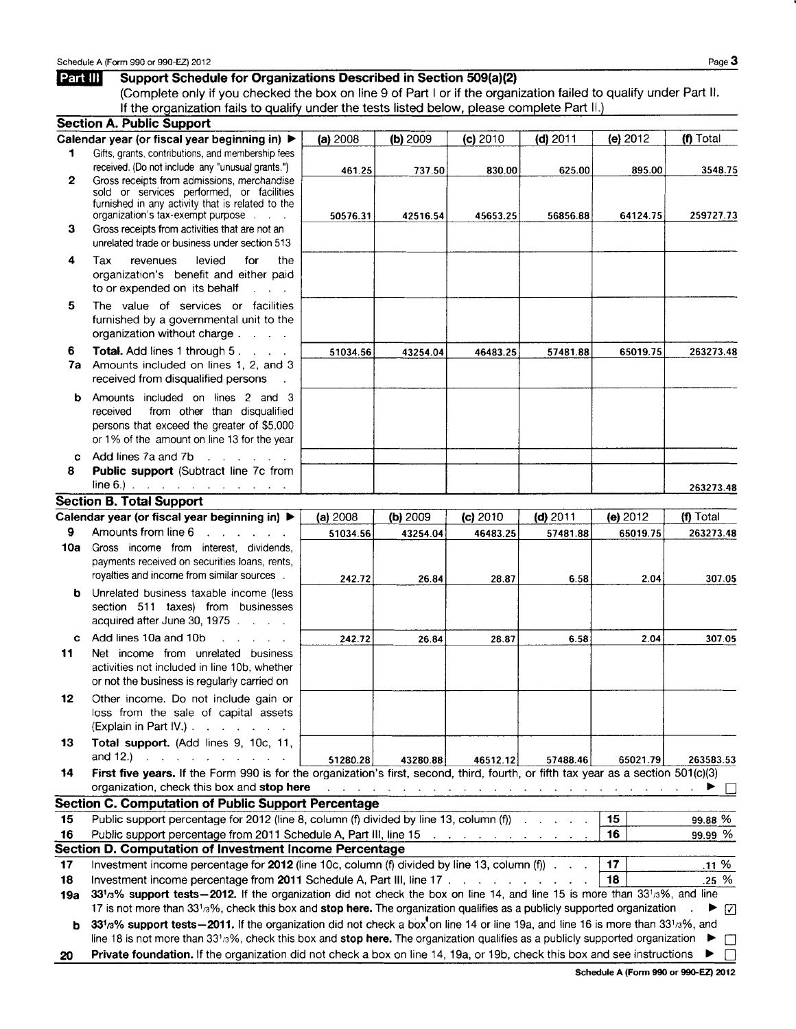Schedule A (Form 990 or 990-EZ) 2012

## Part III Support Schedule for Organizations Described in Section 509(a)(2)

(Complete only if you checked the box on line 9 of Part I or if the organization failed to qualify under Part II. If the organization fails to qualify under the tests listed below, please complete Part II.)

### Section A. Public Support

| | Calendar year (or fiscal year beginning in) ▶ | (a) 2008 | (b) 2009 | (c) 2010 | (d) 2011 | (e) 2012 | (f) Total |
|---|---|---|---|---|---|---|---|
| 1 | Gifts, grants, contributions, and membership fees received. (Do not include any "unusual grants.") | 461.25 | 737.50 | 830.00 | 625.00 | 895.00 | 3548.75 |
| 2 | Gross receipts from admissions, merchandise sold or services performed, or facilities furnished in any activity that is related to the organization's tax-exempt purpose | 50576.31 | 42516.54 | 45653.25 | 56856.88 | 64124.75 | 259727.73 |
| 3 | Gross receipts from activities that are not an unrelated trade or business under section 513 | | | | | | |
| 4 | Tax revenues levied for the organization's benefit and either paid to or expended on its behalf | | | | | | |
| 5 | The value of services or facilities furnished by a governmental unit to the organization without charge | | | | | | |
| 6 | **Total.** Add lines 1 through 5 | 51034.56 | 43254.04 | 46483.25 | 57481.88 | 65019.75 | 263273.48 |
| 7a | Amounts included on lines 1, 2, and 3 received from disqualified persons | | | | | | |
| b | Amounts included on lines 2 and 3 received from other than disqualified persons that exceed the greater of $5,000 or 1% of the amount on line 13 for the year | | | | | | |
| c | Add lines 7a and 7b | | | | | | |
| 8 | **Public support** (Subtract line 7c from line 6.) | | | | | | 263273.48 |

### Section B. Total Support

| | Calendar year (or fiscal year beginning in) ▶ | (a) 2008 | (b) 2009 | (c) 2010 | (d) 2011 | (e) 2012 | (f) Total |
|---|---|---|---|---|---|---|---|
| 9 | Amounts from line 6 | 51034.56 | 43254.04 | 46483.25 | 57481.88 | 65019.75 | 263273.48 |
| 10a | Gross income from interest, dividends, payments received on securities loans, rents, royalties and income from similar sources | 242.72 | 26.84 | 28.87 | 6.58 | 2.04 | 307.05 |
| b | Unrelated business taxable income (less section 511 taxes) from businesses acquired after June 30, 1975 | | | | | | |
| c | Add lines 10a and 10b | 242.72 | 26.84 | 28.87 | 6.58 | 2.04 | 307.05 |
| 11 | Net income from unrelated business activities not included in line 10b, whether or not the business is regularly carried on | | | | | | |
| 12 | Other income. Do not include gain or loss from the sale of capital assets (Explain in Part IV.) | | | | | | |
| 13 | **Total support.** (Add lines 9, 10c, 11, and 12.) | 51280.28 | 43280.88 | 46512.12 | 57488.46 | 65021.79 | 263583.53 |

**14** **First five years.** If the Form 990 is for the organization's first, second, third, fourth, or fifth tax year as a section 501(c)(3) organization, check this box and **stop here** ▶ ☐

### Section C. Computation of Public Support Percentage

| | | | |
|---|---|---|---|
| 15 | Public support percentage for 2012 (line 8, column (f) divided by line 13, column (f)) | 15 | 99.88 % |
| 16 | Public support percentage from 2011 Schedule A, Part III, line 15 | 16 | 99.99 % |

### Section D. Computation of Investment Income Percentage

| | | | |
|---|---|---|---|
| 17 | Investment income percentage for **2012** (line 10c, column (f) divided by line 13, column (f)) | 17 | .11 % |
| 18 | Investment income percentage from **2011** Schedule A, Part III, line 17 | 18 | .25 % |

**19a** **33 1/3% support tests—2012.** If the organization did not check the box on line 14, and line 15 is more than 33 1/3%, and line 17 is not more than 33 1/3%, check this box and **stop here.** The organization qualifies as a publicly supported organization ▶ ☑

**b** **33 1/3% support tests—2011.** If the organization did not check a box on line 14 or line 19a, and line 16 is more than 33 1/3%, and line 18 is not more than 33 1/3%, check this box and **stop here.** The organization qualifies as a publicly supported organization ▶ ☐

**20** **Private foundation.** If the organization did not check a box on line 14, 19a, or 19b, check this box and see instructions ▶ ☐

Schedule A (Form 990 or 990-EZ) 2012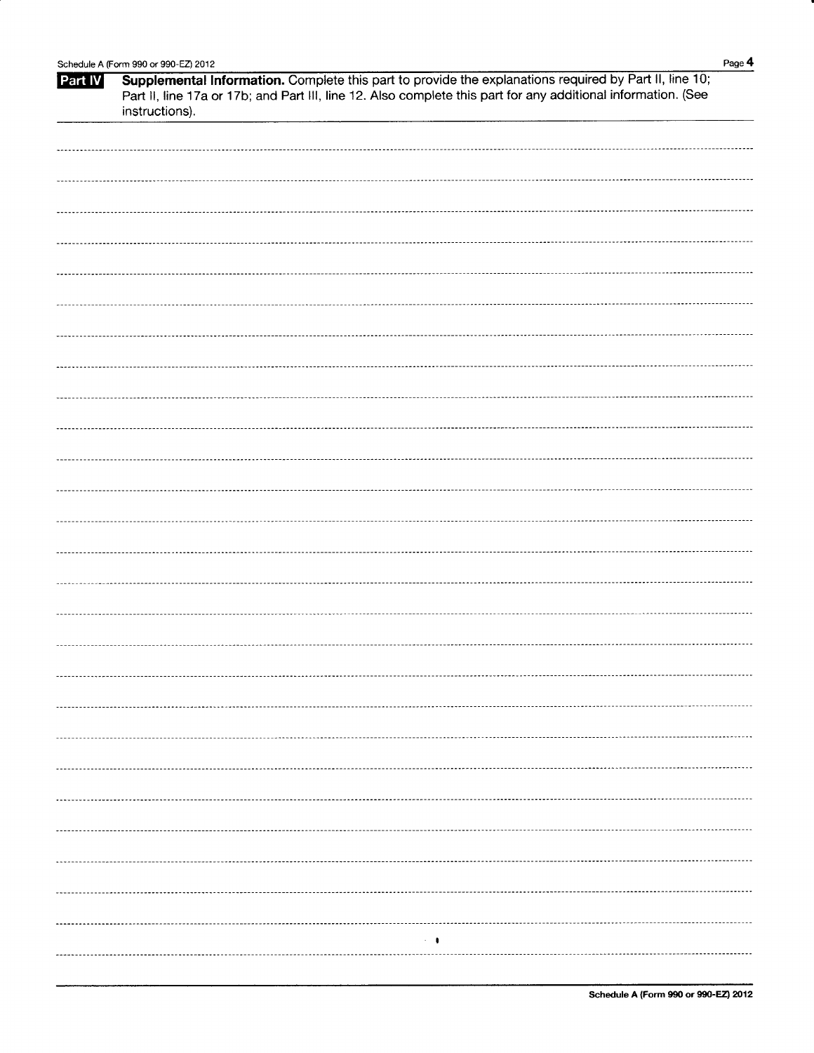**Part IV** **Supplemental Information.** Complete this part to provide the explanations required by Part II, line 10; Part II, line 17a or 17b; and Part III, line 12. Also complete this part for any additional information. (See instructions).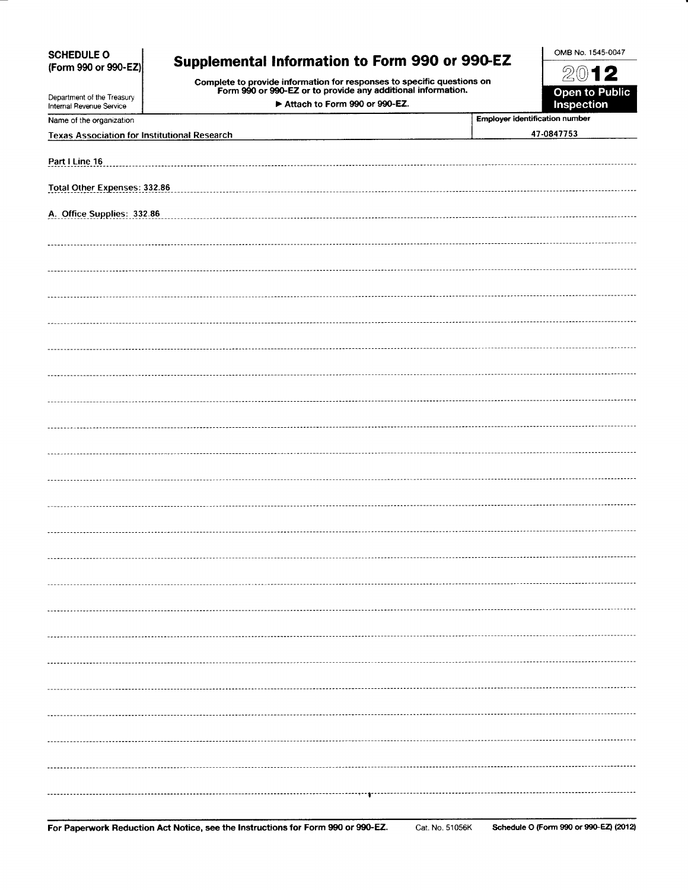**SCHEDULE O**
**(Form 990 or 990-EZ)**

Department of the Treasury
Internal Revenue Service

# Supplemental Information to Form 990 or 990-EZ

**Complete to provide information for responses to specific questions on Form 990 or 990-EZ or to provide any additional information.**

**▶ Attach to Form 990 or 990-EZ.**

OMB No. 1545-0047

**2012**

**Open to Public Inspection**

| Name of the organization | Employer identification number |
|---|---|
| Texas Association for Institutional Research | 47-0847753 |

Part I Line 16

Total Other Expenses: 332.86

A. Office Supplies: 332.86

**For Paperwork Reduction Act Notice, see the Instructions for Form 990 or 990-EZ.** Cat. No. 51056K **Schedule O (Form 990 or 990-EZ) (2012)**